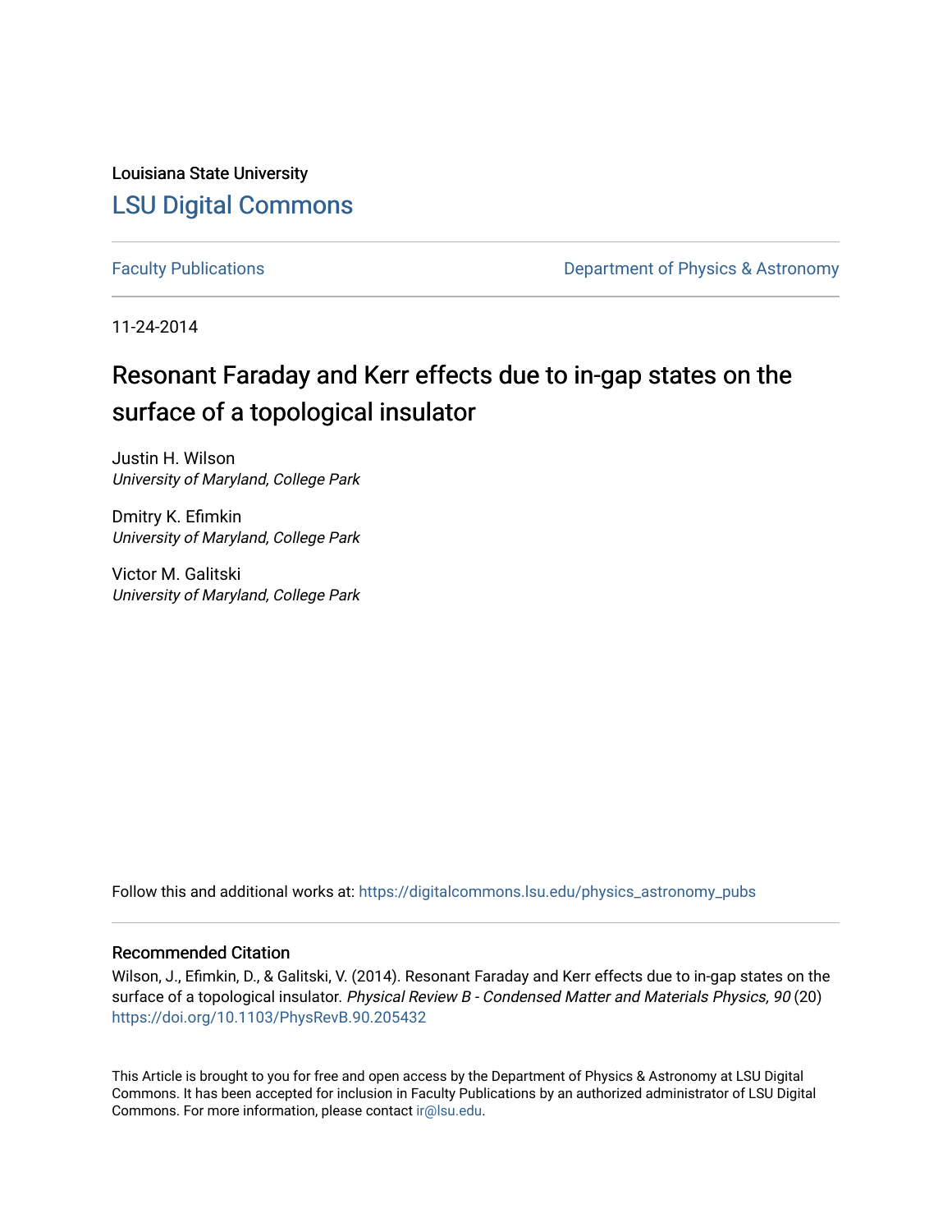Louisiana State University

# LSU Digital Commons

Faculty Publications | Department of Physics & Astronomy

11-24-2014

# Resonant Faraday and Kerr effects due to in-gap states on the surface of a topological insulator

Justin H. Wilson
*University of Maryland, College Park*

Dmitry K. Efimkin
*University of Maryland, College Park*

Victor M. Galitski
*University of Maryland, College Park*

Follow this and additional works at: https://digitalcommons.lsu.edu/physics_astronomy_pubs

## Recommended Citation

Wilson, J., Efimkin, D., & Galitski, V. (2014). Resonant Faraday and Kerr effects due to in-gap states on the surface of a topological insulator. *Physical Review B - Condensed Matter and Materials Physics, 90* (20) https://doi.org/10.1103/PhysRevB.90.205432

This Article is brought to you for free and open access by the Department of Physics & Astronomy at LSU Digital Commons. It has been accepted for inclusion in Faculty Publications by an authorized administrator of LSU Digital Commons. For more information, please contact ir@lsu.edu.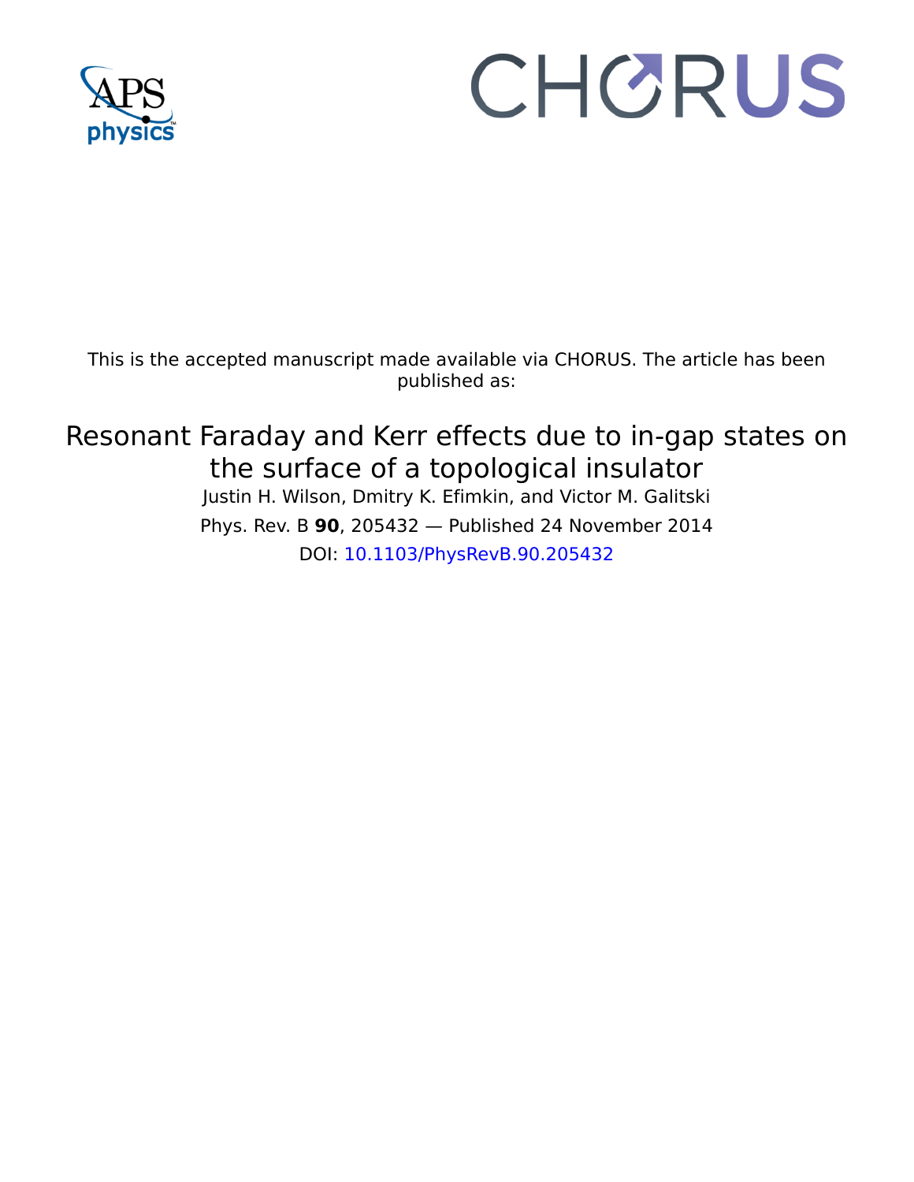This is the accepted manuscript made available via CHORUS. The article has been published as:

# Resonant Faraday and Kerr effects due to in-gap states on the surface of a topological insulator

Justin H. Wilson, Dmitry K. Efimkin, and Victor M. Galitski

Phys. Rev. B **90**, 205432 — Published 24 November 2014

DOI: 10.1103/PhysRevB.90.205432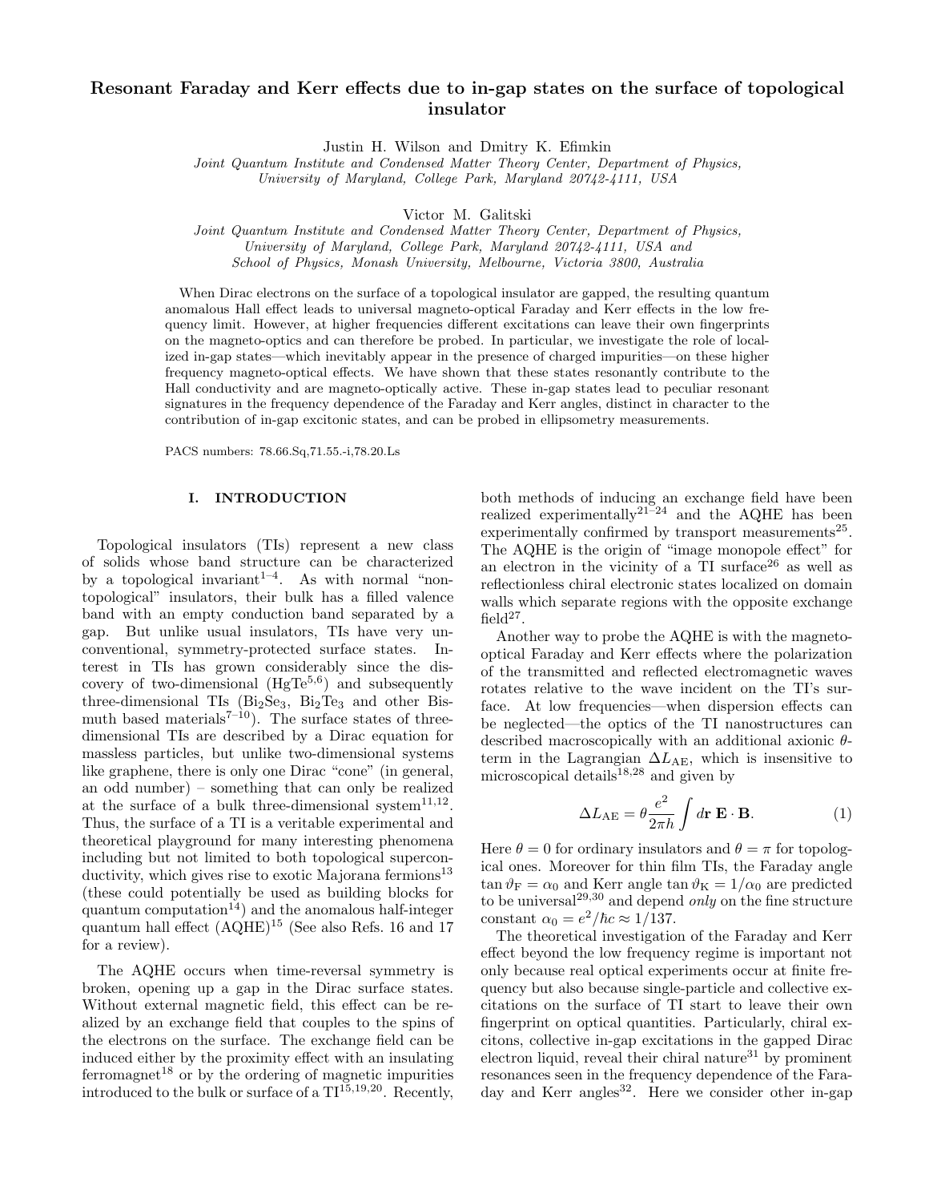# Resonant Faraday and Kerr effects due to in-gap states on the surface of topological insulator

Justin H. Wilson and Dmitry K. Efimkin

*Joint Quantum Institute and Condensed Matter Theory Center, Department of Physics, University of Maryland, College Park, Maryland 20742-4111, USA*

Victor M. Galitski

*Joint Quantum Institute and Condensed Matter Theory Center, Department of Physics, University of Maryland, College Park, Maryland 20742-4111, USA and School of Physics, Monash University, Melbourne, Victoria 3800, Australia*

When Dirac electrons on the surface of a topological insulator are gapped, the resulting quantum anomalous Hall effect leads to universal magneto-optical Faraday and Kerr effects in the low frequency limit. However, at higher frequencies different excitations can leave their own fingerprints on the magneto-optics and can therefore be probed. In particular, we investigate the role of localized in-gap states—which inevitably appear in the presence of charged impurities—on these higher frequency magneto-optical effects. We have shown that these states resonantly contribute to the Hall conductivity and are magneto-optically active. These in-gap states lead to peculiar resonant signatures in the frequency dependence of the Faraday and Kerr angles, distinct in character to the contribution of in-gap excitonic states, and can be probed in ellipsometry measurements.

PACS numbers: 78.66.Sq,71.55.-i,78.20.Ls

## I. INTRODUCTION

Topological insulators (TIs) represent a new class of solids whose band structure can be characterized by a topological invariant[1–4]. As with normal "non-topological" insulators, their bulk has a filled valence band with an empty conduction band separated by a gap. But unlike usual insulators, TIs have very unconventional, symmetry-protected surface states. Interest in TIs has grown considerably since the discovery of two-dimensional ($HgTe$[5,6]) and subsequently three-dimensional TIs ($Bi_2Se_3$, $Bi_2Te_3$ and other Bismuth based materials[7–10]). The surface states of three-dimensional TIs are described by a Dirac equation for massless particles, but unlike two-dimensional systems like graphene, there is only one Dirac "cone" (in general, an odd number) – something that can only be realized at the surface of a bulk three-dimensional system[11,12]. Thus, the surface of a TI is a veritable experimental and theoretical playground for many interesting phenomena including but not limited to both topological superconductivity, which gives rise to exotic Majorana fermions[13] (these could potentially be used as building blocks for quantum computation[14]) and the anomalous half-integer quantum hall effect (AQHE)[15] (See also Refs. 16 and 17 for a review).

The AQHE occurs when time-reversal symmetry is broken, opening up a gap in the Dirac surface states. Without external magnetic field, this effect can be realized by an exchange field that couples to the spins of the electrons on the surface. The exchange field can be induced either by the proximity effect with an insulating ferromagnet[18] or by the ordering of magnetic impurities introduced to the bulk or surface of a TI[15,19,20]. Recently, both methods of inducing an exchange field have been realized experimentally[21–24] and the AQHE has been experimentally confirmed by transport measurements[25]. The AQHE is the origin of "image monopole effect" for an electron in the vicinity of a TI surface[26] as well as reflectionless chiral electronic states localized on domain walls which separate regions with the opposite exchange field[27].

Another way to probe the AQHE is with the magneto-optical Faraday and Kerr effects where the polarization of the transmitted and reflected electromagnetic waves rotates relative to the wave incident on the TI's surface. At low frequencies—when dispersion effects can be neglected—the optics of the TI nanostructures can described macroscopically with an additional axionic $\theta$-term in the Lagrangian $\Delta L_{\mathrm{AE}}$, which is insensitive to microscopical details[18,28] and given by

$$\Delta L_{\mathrm{AE}} = \theta \frac{e^2}{2\pi h} \int d\mathbf{r}\, \mathbf{E} \cdot \mathbf{B}. \qquad (1)$$

Here $\theta = 0$ for ordinary insulators and $\theta = \pi$ for topological ones. Moreover for thin film TIs, the Faraday angle $\tan \vartheta_{\mathrm{F}} = \alpha_0$ and Kerr angle $\tan \vartheta_{\mathrm{K}} = 1/\alpha_0$ are predicted to be universal[29,30] and depend *only* on the fine structure constant $\alpha_0 = e^2/\hbar c \approx 1/137$.

The theoretical investigation of the Faraday and Kerr effect beyond the low frequency regime is important not only because real optical experiments occur at finite frequency but also because single-particle and collective excitations on the surface of TI start to leave their own fingerprint on optical quantities. Particularly, chiral excitons, collective in-gap excitations in the gapped Dirac electron liquid, reveal their chiral nature[31] by prominent resonances seen in the frequency dependence of the Faraday and Kerr angles[32]. Here we consider other in-gap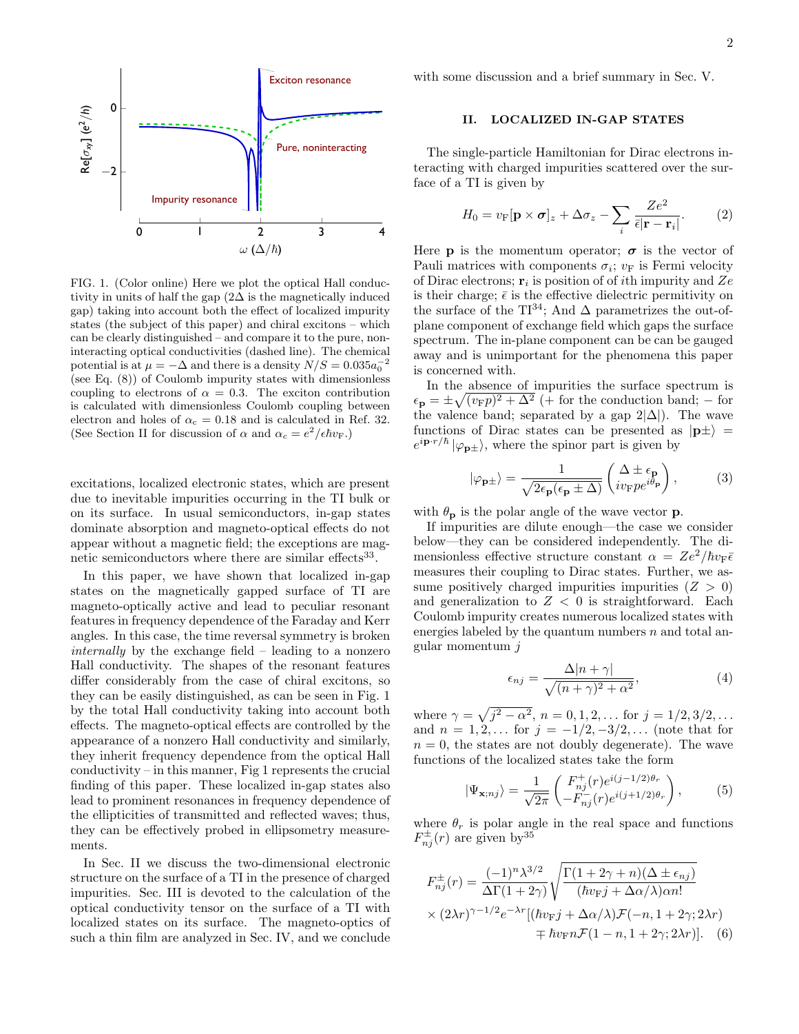FIG. 1. (Color online) Here we plot the optical Hall conductivity in units of half the gap ($2\Delta$ is the magnetically induced gap) taking into account both the effect of localized impurity states (the subject of this paper) and chiral excitons – which can be clearly distinguished – and compare it to the pure, noninteracting optical conductivities (dashed line). The chemical potential is at $\mu = -\Delta$ and there is a density $N/S = 0.035 a_0^{-2}$ (see Eq. (8)) of Coulomb impurity states with dimensionless coupling to electrons of $\alpha = 0.3$. The exciton contribution is calculated with dimensionless Coulomb coupling between electron and holes of $\alpha_c = 0.18$ and is calculated in Ref. 32. (See Section II for discussion of $\alpha$ and $\alpha_c = e^2/\epsilon\hbar v_F$.)

excitations, localized electronic states, which are present due to inevitable impurities occurring in the TI bulk or on its surface. In usual semiconductors, in-gap states dominate absorption and magneto-optical effects do not appear without a magnetic field; the exceptions are magnetic semiconductors where there are similar effects[33].

In this paper, we have shown that localized in-gap states on the magnetically gapped surface of TI are magneto-optically active and lead to peculiar resonant features in frequency dependence of the Faraday and Kerr angles. In this case, the time reversal symmetry is broken *internally* by the exchange field – leading to a nonzero Hall conductivity. The shapes of the resonant features differ considerably from the case of chiral excitons, so they can be easily distinguished, as can be seen in Fig. 1 by the total Hall conductivity taking into account both effects. The magneto-optical effects are controlled by the appearance of a nonzero Hall conductivity and similarly, they inherit frequency dependence from the optical Hall conductivity – in this manner, Fig 1 represents the crucial finding of this paper. These localized in-gap states also lead to prominent resonances in frequency dependence of the ellipticities of transmitted and reflected waves; thus, they can be effectively probed in ellipsometry measurements.

In Sec. II we discuss the two-dimensional electronic structure on the surface of a TI in the presence of charged impurities. Sec. III is devoted to the calculation of the optical conductivity tensor on the surface of a TI with localized states on its surface. The magneto-optics of such a thin film are analyzed in Sec. IV, and we conclude with some discussion and a brief summary in Sec. V.

## II. LOCALIZED IN-GAP STATES

The single-particle Hamiltonian for Dirac electrons interacting with charged impurities scattered over the surface of a TI is given by

$$H_0 = v_F[\mathbf{p} \times \boldsymbol{\sigma}]_z + \Delta\sigma_z - \sum_i \frac{Ze^2}{\bar{\epsilon}|\mathbf{r} - \mathbf{r}_i|}. \quad (2)$$

Here $\mathbf{p}$ is the momentum operator; $\boldsymbol{\sigma}$ is the vector of Pauli matrices with components $\sigma_i$; $v_F$ is Fermi velocity of Dirac electrons; $\mathbf{r}_i$ is position of of $i$th impurity and $Ze$ is their charge; $\bar{\epsilon}$ is the effective dielectric permitivity on the surface of the TI[34]; And $\Delta$ parametrizes the out-of-plane component of exchange field which gaps the surface spectrum. The in-plane component can be can be gauged away and is unimportant for the phenomena this paper is concerned with.

In the absence of impurities the surface spectrum is $\epsilon_{\mathbf{p}} = \pm\sqrt{(v_F p)^2 + \Delta^2}$ (+ for the conduction band; − for the valence band; separated by a gap $2|\Delta|$). The wave functions of Dirac states can be presented as $|\mathbf{p}\pm\rangle = e^{i\mathbf{p}\cdot r/\hbar}|\varphi_{\mathbf{p}\pm}\rangle$, where the spinor part is given by

$$|\varphi_{\mathbf{p}\pm}\rangle = \frac{1}{\sqrt{2\epsilon_{\mathbf{p}}(\epsilon_{\mathbf{p}} \pm \Delta)}} \begin{pmatrix} \Delta \pm \epsilon_{\mathbf{p}} \\ iv_F p e^{i\theta_{\mathbf{p}}} \end{pmatrix}, \quad (3)$$

with $\theta_{\mathbf{p}}$ is the polar angle of the wave vector $\mathbf{p}$.

If impurities are dilute enough—the case we consider below—they can be considered independently. The dimensionless effective structure constant $\alpha = Ze^2/\hbar v_F \bar{\epsilon}$ measures their coupling to Dirac states. Further, we assume positively charged impurities impurities ($Z > 0$) and generalization to $Z < 0$ is straightforward. Each Coulomb impurity creates numerous localized states with energies labeled by the quantum numbers $n$ and total angular momentum $j$

$$\epsilon_{nj} = \frac{\Delta|n + \gamma|}{\sqrt{(n+\gamma)^2 + \alpha^2}}, \quad (4)$$

where $\gamma = \sqrt{j^2 - \alpha^2}$, $n = 0, 1, 2, \ldots$ for $j = 1/2, 3/2, \ldots$ and $n = 1, 2, \ldots$ for $j = -1/2, -3/2, \ldots$ (note that for $n = 0$, the states are not doubly degenerate). The wave functions of the localized states take the form

$$|\Psi_{\mathbf{x};nj}\rangle = \frac{1}{\sqrt{2\pi}} \begin{pmatrix} F^+_{nj}(r) e^{i(j-1/2)\theta_r} \\ -F^-_{nj}(r) e^{i(j+1/2)\theta_r} \end{pmatrix}, \quad (5)$$

where $\theta_r$ is polar angle in the real space and functions $F^{\pm}_{nj}(r)$ are given by[35]

$$F^{\pm}_{nj}(r) = \frac{(-1)^n \lambda^{3/2}}{\Delta\Gamma(1+2\gamma)} \sqrt{\frac{\Gamma(1+2\gamma+n)(\Delta \pm \epsilon_{nj})}{(\hbar v_F j + \Delta\alpha/\lambda)\alpha n!}}$$
$$\times (2\lambda r)^{\gamma - 1/2} e^{-\lambda r}[(\hbar v_F j + \Delta\alpha/\lambda)\mathcal{F}(-n, 1+2\gamma; 2\lambda r)$$
$$\mp \hbar v_F n \mathcal{F}(1-n, 1+2\gamma; 2\lambda r)]. \quad (6)$$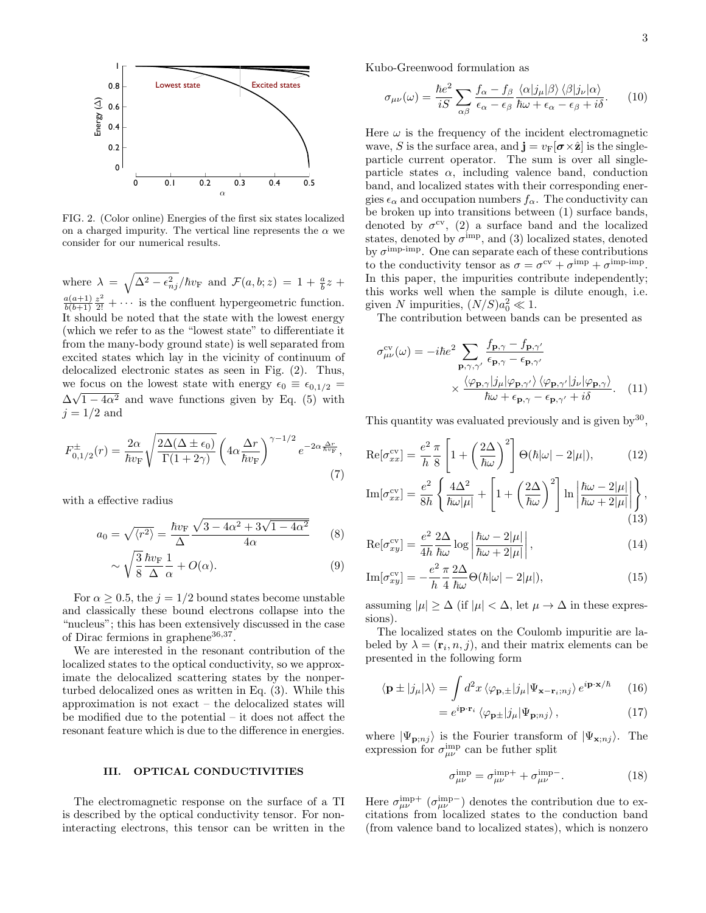FIG. 2. (Color online) Energies of the first six states localized on a charged impurity. The vertical line represents the $\alpha$ we consider for our numerical results.

where $\lambda = \sqrt{\Delta^2 - \epsilon_{nj}^2}/\hbar v_{\rm F}$ and $\mathcal{F}(a,b;z) = 1 + \frac{a}{b}z + \frac{a(a+1)}{b(b+1)}\frac{z^2}{2!} + \cdots$ is the confluent hypergeometric function. It should be noted that the state with the lowest energy (which we refer to as the "lowest state" to differentiate it from the many-body ground state) is well separated from excited states which lay in the vicinity of continuum of delocalized electronic states as seen in Fig. (2). Thus, we focus on the lowest state with energy $\epsilon_0 \equiv \epsilon_{0,1/2} = \Delta\sqrt{1-4\alpha^2}$ and wave functions given by Eq. (5) with $j = 1/2$ and

$$F^{\pm}_{0,1/2}(r) = \frac{2\alpha}{\hbar v_{\rm F}}\sqrt{\frac{2\Delta(\Delta \pm \epsilon_0)}{\Gamma(1+2\gamma)}}\left(4\alpha\frac{\Delta r}{\hbar v_{\rm F}}\right)^{\gamma - 1/2} e^{-2\alpha\frac{\Delta r}{\hbar v_{\rm F}}}, \tag{7}$$

with a effective radius

$$a_0 = \sqrt{\langle r^2 \rangle} = \frac{\hbar v_{\rm F}}{\Delta}\frac{\sqrt{3 - 4\alpha^2 + 3\sqrt{1-4\alpha^2}}}{4\alpha} \tag{8}$$

$$\sim \sqrt{\frac{3}{8}}\frac{\hbar v_{\rm F}}{\Delta}\frac{1}{\alpha} + O(\alpha). \tag{9}$$

For $\alpha \geq 0.5$, the $j = 1/2$ bound states become unstable and classically these bound electrons collapse into the "nucleus"; this has been extensively discussed in the case of Dirac fermions in graphene[36,37].

We are interested in the resonant contribution of the localized states to the optical conductivity, so we approximate the delocalized scattering states by the nonperturbed delocalized ones as written in Eq. (3). While this approximation is not exact – the delocalized states will be modified due to the potential – it does not affect the resonant feature which is due to the difference in energies.

## III. OPTICAL CONDUCTIVITIES

The electromagnetic response on the surface of a TI is described by the optical conductivity tensor. For noninteracting electrons, this tensor can be written in the Kubo-Greenwood formulation as

$$\sigma_{\mu\nu}(\omega) = \frac{\hbar e^2}{iS}\sum_{\alpha\beta}\frac{f_\alpha - f_\beta}{\epsilon_\alpha - \epsilon_\beta}\frac{\langle\alpha|j_\mu|\beta\rangle\langle\beta|j_\nu|\alpha\rangle}{\hbar\omega + \epsilon_\alpha - \epsilon_\beta + i\delta}. \tag{10}$$

Here $\omega$ is the frequency of the incident electromagnetic wave, $S$ is the surface area, and $\mathbf{j} = v_{\rm F}[\boldsymbol{\sigma}\times\hat{\mathbf{z}}]$ is the single-particle current operator. The sum is over all single-particle states $\alpha$, including valence band, conduction band, and localized states with their corresponding energies $\epsilon_\alpha$ and occupation numbers $f_\alpha$. The conductivity can be broken up into transitions between (1) surface bands, denoted by $\sigma^{\rm cv}$, (2) a surface band and the localized states, denoted by $\sigma^{\rm imp}$, and (3) localized states, denoted by $\sigma^{\rm imp\text{-}imp}$. One can separate each of these contributions to the conductivity tensor as $\sigma = \sigma^{\rm cv} + \sigma^{\rm imp} + \sigma^{\rm imp\text{-}imp}$. In this paper, the impurities contribute independently; this works well when the sample is dilute enough, i.e. given $N$ impurities, $(N/S)a_0^2 \ll 1$.

The contribution between bands can be presented as

$$\sigma^{\rm cv}_{\mu\nu}(\omega) = -i\hbar e^2 \sum_{\mathbf{p},\gamma,\gamma'}\frac{f_{\mathbf{p},\gamma} - f_{\mathbf{p},\gamma'}}{\epsilon_{\mathbf{p},\gamma} - \epsilon_{\mathbf{p},\gamma'}} \times \frac{\langle\varphi_{\mathbf{p},\gamma}|j_\mu|\varphi_{\mathbf{p},\gamma'}\rangle\langle\varphi_{\mathbf{p},\gamma'}|j_\nu|\varphi_{\mathbf{p},\gamma}\rangle}{\hbar\omega + \epsilon_{\mathbf{p},\gamma} - \epsilon_{\mathbf{p},\gamma'} + i\delta}. \tag{11}$$

This quantity was evaluated previously and is given by[30],

$${\rm Re}[\sigma^{\rm cv}_{xx}] = \frac{e^2}{h}\frac{\pi}{8}\left[1 + \left(\frac{2\Delta}{\hbar\omega}\right)^2\right]\Theta(\hbar|\omega| - 2|\mu|), \tag{12}$$

$${\rm Im}[\sigma^{\rm cv}_{xx}] = \frac{e^2}{8h}\left\{\frac{4\Delta^2}{\hbar\omega|\mu|} + \left[1 + \left(\frac{2\Delta}{\hbar\omega}\right)^2\right]\ln\left|\frac{\hbar\omega - 2|\mu|}{\hbar\omega + 2|\mu|}\right|\right\}, \tag{13}$$

$${\rm Re}[\sigma^{\rm cv}_{xy}] = \frac{e^2}{4h}\frac{2\Delta}{\hbar\omega}\log\left|\frac{\hbar\omega - 2|\mu|}{\hbar\omega + 2|\mu|}\right|, \tag{14}$$

$${\rm Im}[\sigma^{\rm cv}_{xy}] = -\frac{e^2}{h}\frac{\pi}{4}\frac{2\Delta}{\hbar\omega}\Theta(\hbar|\omega| - 2|\mu|), \tag{15}$$

assuming $|\mu| \geq \Delta$ (if $|\mu| < \Delta$, let $\mu \to \Delta$ in these expressions).

The localized states on the Coulomb impuritie are labeled by $\lambda = (\mathbf{r}_i, n, j)$, and their matrix elements can be presented in the following form

$$\langle\mathbf{p}\pm|j_\mu|\lambda\rangle = \int d^2x\,\langle\varphi_{\mathbf{p},\pm}|j_\mu|\Psi_{\mathbf{x}-\mathbf{r}_i;nj}\rangle\, e^{i\mathbf{p}\cdot\mathbf{x}/\hbar} \tag{16}$$

$$= e^{i\mathbf{p}\cdot\mathbf{r}_i}\langle\varphi_{\mathbf{p}\pm}|j_\mu|\Psi_{\mathbf{p};nj}\rangle, \tag{17}$$

where $|\Psi_{\mathbf{p};nj}\rangle$ is the Fourier transform of $|\Psi_{\mathbf{x};nj}\rangle$. The expression for $\sigma^{\rm imp}_{\mu\nu}$ can be futher split

$$\sigma^{\rm imp}_{\mu\nu} = \sigma^{\rm imp+}_{\mu\nu} + \sigma^{\rm imp-}_{\mu\nu}. \tag{18}$$

Here $\sigma^{\rm imp+}_{\mu\nu}$ ($\sigma^{\rm imp-}_{\mu\nu}$) denotes the contribution due to excitations from localized states to the conduction band (from valence band to localized states), which is nonzero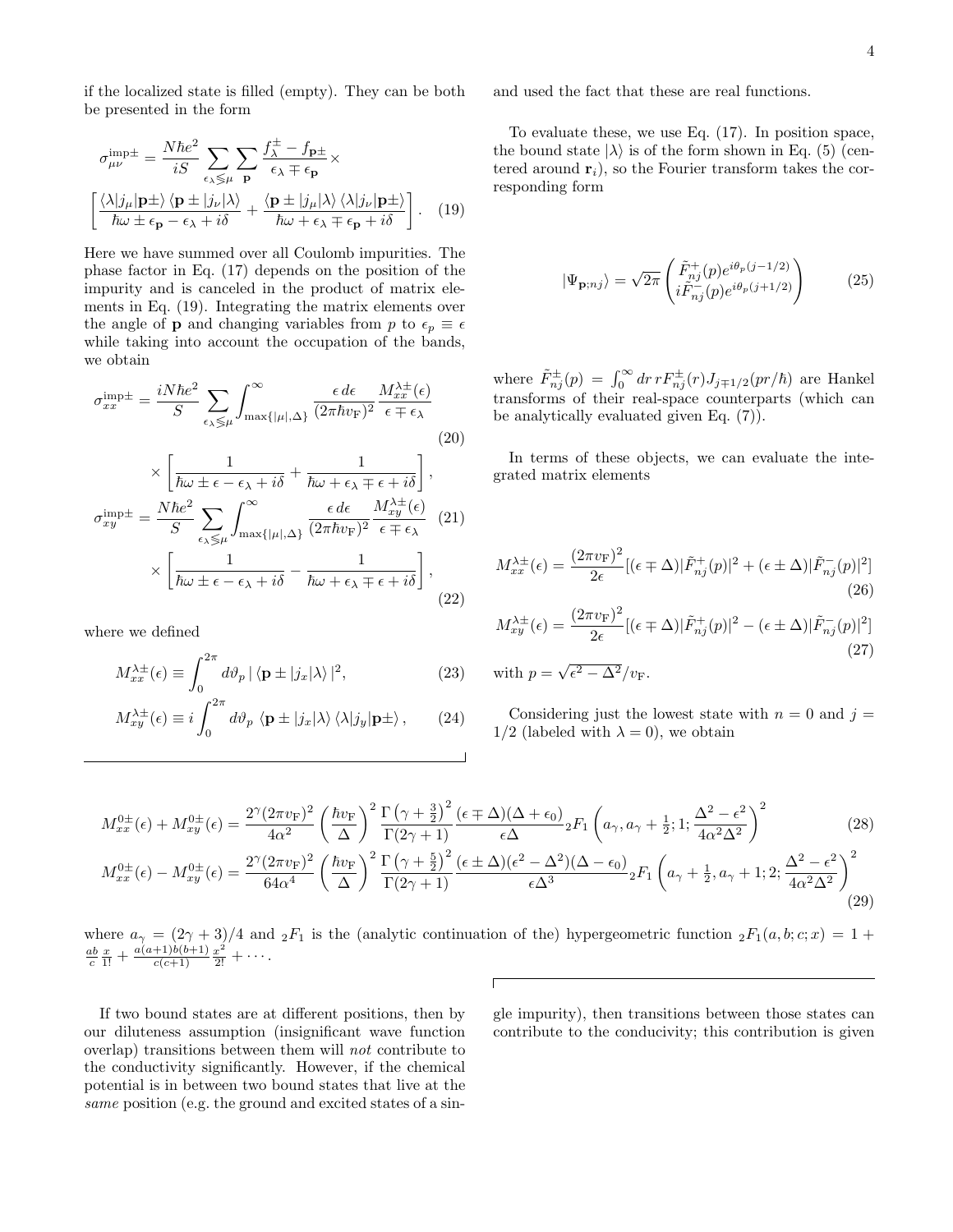if the localized state is filled (empty). They can be both be presented in the form

$$\sigma^{\mathrm{imp}\pm}_{\mu\nu} = \frac{N\hbar e^2}{iS} \sum_{\epsilon_\lambda \lessgtr \mu} \sum_{\mathbf{p}} \frac{f^\pm_\lambda - f_{\mathbf{p}\pm}}{\epsilon_\lambda \mp \epsilon_{\mathbf{p}}} \times \left[ \frac{\langle\lambda|j_\mu|\mathbf{p}\pm\rangle \langle\mathbf{p}\pm|j_\nu|\lambda\rangle}{\hbar\omega \pm \epsilon_{\mathbf{p}} - \epsilon_\lambda + i\delta} + \frac{\langle\mathbf{p}\pm|j_\mu|\lambda\rangle \langle\lambda|j_\nu|\mathbf{p}\pm\rangle}{\hbar\omega + \epsilon_\lambda \mp \epsilon_{\mathbf{p}} + i\delta} \right]. \quad (19)$$

Here we have summed over all Coulomb impurities. The phase factor in Eq. (17) depends on the position of the impurity and is canceled in the product of matrix elements in Eq. (19). Integrating the matrix elements over the angle of $\mathbf{p}$ and changing variables from $p$ to $\epsilon_p \equiv \epsilon$ while taking into account the occupation of the bands, we obtain

$$\sigma^{\mathrm{imp}\pm}_{xx} = \frac{iN\hbar e^2}{S} \sum_{\epsilon_\lambda \lessgtr \mu} \int_{\max\{|\mu|,\Delta\}}^{\infty} \frac{\epsilon\, d\epsilon}{(2\pi\hbar v_{\mathrm{F}})^2} \frac{M^{\lambda\pm}_{xx}(\epsilon)}{\epsilon \mp \epsilon_\lambda} \quad (20)$$

$$\times \left[ \frac{1}{\hbar\omega \pm \epsilon - \epsilon_\lambda + i\delta} + \frac{1}{\hbar\omega + \epsilon_\lambda \mp \epsilon + i\delta} \right],$$

$$\sigma^{\mathrm{imp}\pm}_{xy} = \frac{N\hbar e^2}{S} \sum_{\epsilon_\lambda \lessgtr \mu} \int_{\max\{|\mu|,\Delta\}}^{\infty} \frac{\epsilon\, d\epsilon}{(2\pi\hbar v_{\mathrm{F}})^2} \frac{M^{\lambda\pm}_{xy}(\epsilon)}{\epsilon \mp \epsilon_\lambda} \quad (21)$$

$$\times \left[ \frac{1}{\hbar\omega \pm \epsilon - \epsilon_\lambda + i\delta} - \frac{1}{\hbar\omega + \epsilon_\lambda \mp \epsilon + i\delta} \right], \quad (22)$$

where we defined

$$M^{\lambda\pm}_{xx}(\epsilon) \equiv \int_0^{2\pi} d\vartheta_p \, |\langle\mathbf{p}\pm|j_x|\lambda\rangle|^2, \quad (23)$$

$$M^{\lambda\pm}_{xy}(\epsilon) \equiv i \int_0^{2\pi} d\vartheta_p \, \langle\mathbf{p}\pm|j_x|\lambda\rangle \langle\lambda|j_y|\mathbf{p}\pm\rangle, \quad (24)$$

and used the fact that these are real functions.

To evaluate these, we use Eq. (17). In position space, the bound state $|\lambda\rangle$ is of the form shown in Eq. (5) (centered around $\mathbf{r}_i$), so the Fourier transform takes the corresponding form

$$|\Psi_{\mathbf{p};nj}\rangle = \sqrt{2\pi} \begin{pmatrix} \tilde{F}^+_{nj}(p) e^{i\theta_p(j-1/2)} \\ i\tilde{F}^-_{nj}(p) e^{i\theta_p(j+1/2)} \end{pmatrix} \quad (25)$$

where $\tilde{F}^\pm_{nj}(p) = \int_0^\infty dr\, rF^\pm_{nj}(r) J_{j\mp 1/2}(pr/\hbar)$ are Hankel transforms of their real-space counterparts (which can be analytically evaluated given Eq. (7)).

In terms of these objects, we can evaluate the integrated matrix elements

$$M^{\lambda\pm}_{xx}(\epsilon) = \frac{(2\pi v_{\mathrm{F}})^2}{2\epsilon} [(\epsilon \mp \Delta)|\tilde{F}^+_{nj}(p)|^2 + (\epsilon \pm \Delta)|\tilde{F}^-_{nj}(p)|^2] \quad (26)$$

$$M^{\lambda\pm}_{xy}(\epsilon) = \frac{(2\pi v_{\mathrm{F}})^2}{2\epsilon} [(\epsilon \mp \Delta)|\tilde{F}^+_{nj}(p)|^2 - (\epsilon \pm \Delta)|\tilde{F}^-_{nj}(p)|^2] \quad (27)$$

with $p = \sqrt{\epsilon^2 - \Delta^2}/v_{\mathrm{F}}$.

Considering just the lowest state with $n = 0$ and $j = 1/2$ (labeled with $\lambda = 0$), we obtain

$$M^{0\pm}_{xx}(\epsilon) + M^{0\pm}_{xy}(\epsilon) = \frac{2^\gamma (2\pi v_{\mathrm{F}})^2}{4\alpha^2} \left(\frac{\hbar v_{\mathrm{F}}}{\Delta}\right)^2 \frac{\Gamma\left(\gamma + \frac{3}{2}\right)^2}{\Gamma(2\gamma+1)} \frac{(\epsilon \mp \Delta)(\Delta + \epsilon_0)}{\epsilon\Delta} {}_2F_1\left(a_\gamma, a_\gamma + \tfrac{1}{2}; 1; \frac{\Delta^2 - \epsilon^2}{4\alpha^2\Delta^2}\right)^2 \quad (28)$$

$$M^{0\pm}_{xx}(\epsilon) - M^{0\pm}_{xy}(\epsilon) = \frac{2^\gamma (2\pi v_{\mathrm{F}})^2}{64\alpha^4} \left(\frac{\hbar v_{\mathrm{F}}}{\Delta}\right)^2 \frac{\Gamma\left(\gamma + \frac{5}{2}\right)^2}{\Gamma(2\gamma+1)} \frac{(\epsilon \pm \Delta)(\epsilon^2 - \Delta^2)(\Delta - \epsilon_0)}{\epsilon\Delta^3} {}_2F_1\left(a_\gamma + \tfrac{1}{2}, a_\gamma + 1; 2; \frac{\Delta^2 - \epsilon^2}{4\alpha^2\Delta^2}\right)^2 \quad (29)$$

where $a_\gamma = (2\gamma + 3)/4$ and ${}_2F_1$ is the (analytic continuation of the) hypergeometric function ${}_2F_1(a, b; c; x) = 1 + \frac{ab}{c}\frac{x}{1!} + \frac{a(a+1)b(b+1)}{c(c+1)}\frac{x^2}{2!} + \cdots$.

If two bound states are at different positions, then by our diluteness assumption (insignificant wave function overlap) transitions between them will *not* contribute to the conductivity significantly. However, if the chemical potential is in between two bound states that live at the *same* position (e.g. the ground and excited states of a single impurity), then transitions between those states can contribute to the conducivity; this contribution is given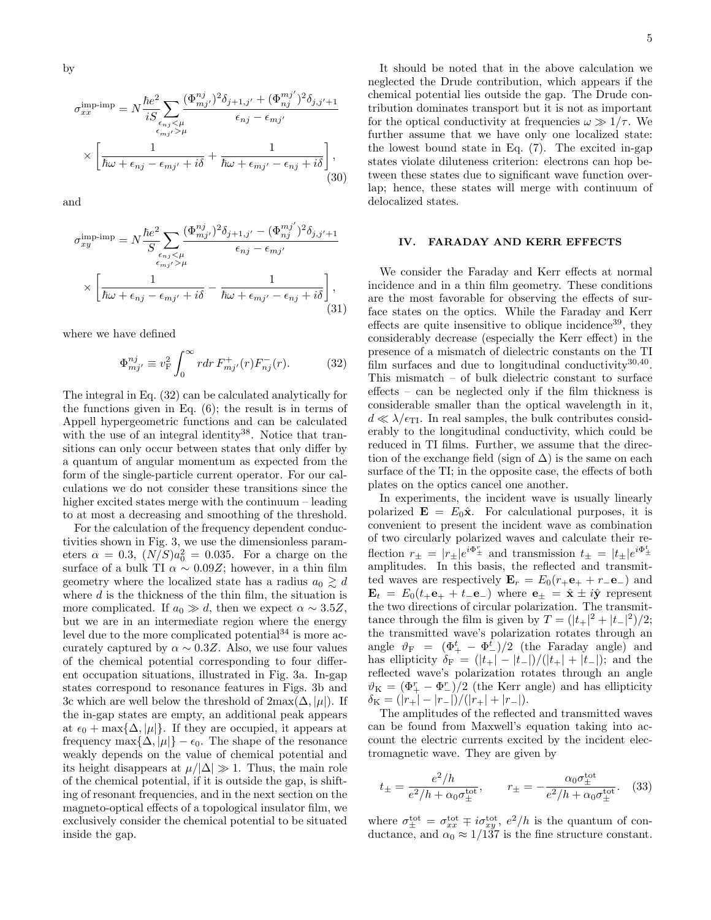by

$$\sigma_{xx}^{\text{imp-imp}} = N\frac{\hbar e^2}{iS}\sum_{\substack{\epsilon_{nj}<\mu \\ \epsilon_{mj'}>\mu}} \frac{(\Phi_{mj'}^{nj})^2\delta_{j+1,j'} + (\Phi_{nj}^{mj'})^2\delta_{j,j'+1}}{\epsilon_{nj}-\epsilon_{mj'}} \times \left[\frac{1}{\hbar\omega + \epsilon_{nj}-\epsilon_{mj'}+i\delta} + \frac{1}{\hbar\omega + \epsilon_{mj'}-\epsilon_{nj}+i\delta}\right], \tag{30}$$

and

$$\sigma_{xy}^{\text{imp-imp}} = N\frac{\hbar e^2}{S}\sum_{\substack{\epsilon_{nj}<\mu \\ \epsilon_{mj'}>\mu}} \frac{(\Phi_{mj'}^{nj})^2\delta_{j+1,j'} - (\Phi_{nj}^{mj'})^2\delta_{j,j'+1}}{\epsilon_{nj}-\epsilon_{mj'}} \times \left[\frac{1}{\hbar\omega + \epsilon_{nj}-\epsilon_{mj'}+i\delta} - \frac{1}{\hbar\omega + \epsilon_{mj'}-\epsilon_{nj}+i\delta}\right], \tag{31}$$

where we have defined

$$\Phi_{mj'}^{nj} \equiv v_{\text{F}}^2 \int_0^\infty r dr\, F_{mj'}^{+}(r) F_{nj}^{-}(r). \tag{32}$$

The integral in Eq. (32) can be calculated analytically for the functions given in Eq. (6); the result is in terms of Appell hypergeometric functions and can be calculated with the use of an integral identity[38]. Notice that transitions can only occur between states that only differ by a quantum of angular momentum as expected from the form of the single-particle current operator. For our calculations we do not consider these transitions since the higher excited states merge with the continuum – leading to at most a decreasing and smoothing of the threshold.

For the calculation of the frequency dependent conductivities shown in Fig. 3, we use the dimensionless parameters $\alpha = 0.3$, $(N/S)a_0^2 = 0.035$. For a charge on the surface of a bulk TI $\alpha \sim 0.09Z$; however, in a thin film geometry where the localized state has a radius $a_0 \gtrsim d$ where $d$ is the thickness of the thin film, the situation is more complicated. If $a_0 \gg d$, then we expect $\alpha \sim 3.5Z$, but we are in an intermediate region where the energy level due to the more complicated potential[34] is more accurately captured by $\alpha \sim 0.3Z$. Also, we use four values of the chemical potential corresponding to four different occupation situations, illustrated in Fig. 3a. In-gap states correspond to resonance features in Figs. 3b and 3c which are well below the threshold of $2\max(\Delta, |\mu|)$. If the in-gap states are empty, an additional peak appears at $\epsilon_0 + \max\{\Delta, |\mu|\}$. If they are occupied, it appears at frequency $\max\{\Delta, |\mu|\} - \epsilon_0$. The shape of the resonance weakly depends on the value of chemical potential and its height disappears at $\mu/|\Delta| \gg 1$. Thus, the main role of the chemical potential, if it is outside the gap, is shifting of resonant frequencies, and in the next section on the magneto-optical effects of a topological insulator film, we exclusively consider the chemical potential to be situated inside the gap.

It should be noted that in the above calculation we neglected the Drude contribution, which appears if the chemical potential lies outside the gap. The Drude contribution dominates transport but it is not as important for the optical conductivity at frequencies $\omega \gg 1/\tau$. We further assume that we have only one localized state: the lowest bound state in Eq. (7). The excited in-gap states violate diluteness criterion: electrons can hop between these states due to significant wave function overlap; hence, these states will merge with continuum of delocalized states.

## IV. FARADAY AND KERR EFFECTS

We consider the Faraday and Kerr effects at normal incidence and in a thin film geometry. These conditions are the most favorable for observing the effects of surface states on the optics. While the Faraday and Kerr effects are quite insensitive to oblique incidence[39], they considerably decrease (especially the Kerr effect) in the presence of a mismatch of dielectric constants on the TI film surfaces and due to longitudinal conductivity[30,40]. This mismatch – of bulk dielectric constant to surface effects – can be neglected only if the film thickness is considerable smaller than the optical wavelength in it, $d \ll \lambda/\epsilon_{\text{TI}}$. In real samples, the bulk contributes considerably to the longitudinal conductivity, which could be reduced in TI films. Further, we assume that the direction of the exchange field (sign of $\Delta$) is the same on each surface of the TI; in the opposite case, the effects of both plates on the optics cancel one another.

In experiments, the incident wave is usually linearly polarized $\mathbf{E} = E_0\hat{\mathbf{x}}$. For calculational purposes, it is convenient to present the incident wave as combination of two circularly polarized waves and calculate their reflection $r_\pm = |r_\pm|e^{i\Phi_\pm^r}$ and transmission $t_\pm = |t_\pm|e^{i\Phi_\pm^t}$ amplitudes. In this basis, the reflected and transmitted waves are respectively $\mathbf{E}_r = E_0(r_+\mathbf{e}_+ + r_-\mathbf{e}_-)$ and $\mathbf{E}_t = E_0(t_+\mathbf{e}_+ + t_-\mathbf{e}_-)$ where $\mathbf{e}_\pm = \hat{\mathbf{x}} \pm i\hat{\mathbf{y}}$ represent the two directions of circular polarization. The transmittance through the film is given by $T = (|t_+|^2 + |t_-|^2)/2$; the transmitted wave's polarization rotates through an angle $\vartheta_{\text{F}} = (\Phi_+^t - \Phi_-^t)/2$ (the Faraday angle) and has ellipticity $\delta_{\text{F}} = (|t_+| - |t_-|)/(|t_+| + |t_-|)$; and the reflected wave's polarization rotates through an angle $\vartheta_{\text{K}} = (\Phi_+^r - \Phi_-^r)/2$ (the Kerr angle) and has ellipticity $\delta_{\text{K}} = (|r_+| - |r_-|)/(|r_+| + |r_-|)$.

The amplitudes of the reflected and transmitted waves can be found from Maxwell's equation taking into account the electric currents excited by the incident electromagnetic wave. They are given by

$$t_\pm = \frac{e^2/h}{e^2/h + \alpha_0\sigma_\pm^{\text{tot}}}, \qquad r_\pm = -\frac{\alpha_0\sigma_\pm^{\text{tot}}}{e^2/h + \alpha_0\sigma_\pm^{\text{tot}}}. \tag{33}$$

where $\sigma_\pm^{\text{tot}} = \sigma_{xx}^{\text{tot}} \mp i\sigma_{xy}^{\text{tot}}$, $e^2/h$ is the quantum of conductance, and $\alpha_0 \approx 1/137$ is the fine structure constant.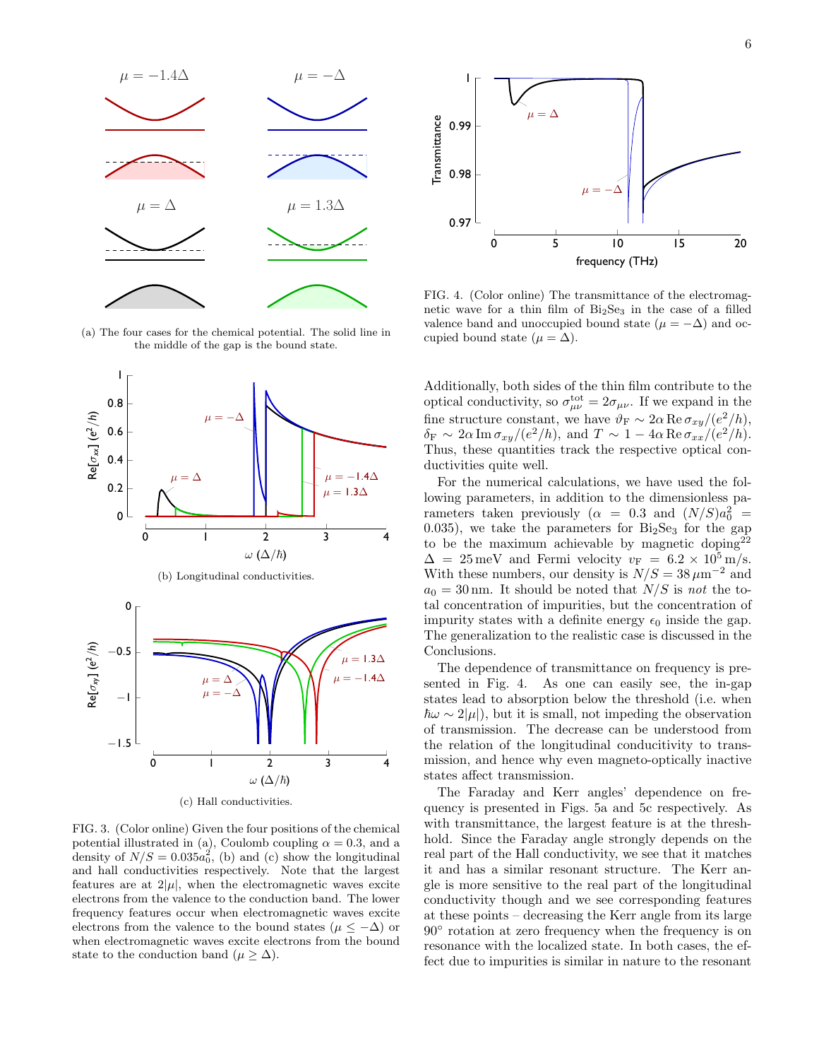(a) The four cases for the chemical potential. The solid line in the middle of the gap is the bound state.

(b) Longitudinal conductivities.

(c) Hall conductivities.

FIG. 3. (Color online) Given the four positions of the chemical potential illustrated in (a), Coulomb coupling $\alpha = 0.3$, and a density of $N/S = 0.035a_0^2$, (b) and (c) show the longitudinal and hall conductivities respectively. Note that the largest features are at $2|\mu|$, when the electromagnetic waves excite electrons from the valence to the conduction band. The lower frequency features occur when electromagnetic waves excite electrons from the valence to the bound states ($\mu \leq -\Delta$) or when electromagnetic waves excite electrons from the bound state to the conduction band ($\mu \geq \Delta$).

FIG. 4. (Color online) The transmittance of the electromagnetic wave for a thin film of $Bi_2Se_3$ in the case of a filled valence band and unoccupied bound state ($\mu = -\Delta$) and occupied bound state ($\mu = \Delta$).

Additionally, both sides of the thin film contribute to the optical conductivity, so $\sigma_{\mu\nu}^{\rm tot} = 2\sigma_{\mu\nu}$. If we expand in the fine structure constant, we have $\vartheta_{\rm F} \sim 2\alpha\,{\rm Re}\,\sigma_{xy}/(e^2/h)$, $\delta_{\rm F} \sim 2\alpha\,{\rm Im}\,\sigma_{xy}/(e^2/h)$, and $T \sim 1 - 4\alpha\,{\rm Re}\,\sigma_{xx}/(e^2/h)$. Thus, these quantities track the respective optical conductivities quite well.

For the numerical calculations, we have used the following parameters, in addition to the dimensionless parameters taken previously ($\alpha = 0.3$ and $(N/S)a_0^2 = 0.035$), we take the parameters for $Bi_2Se_3$ for the gap to be the maximum achievable by magnetic doping[22] $\Delta = 25\,{\rm meV}$ and Fermi velocity $v_{\rm F} = 6.2 \times 10^5\,{\rm m/s}$. With these numbers, our density is $N/S = 38\,\mu{\rm m}^{-2}$ and $a_0 = 30\,{\rm nm}$. It should be noted that $N/S$ is *not* the total concentration of impurities, but the concentration of impurity states with a definite energy $\epsilon_0$ inside the gap. The generalization to the realistic case is discussed in the Conclusions.

The dependence of transmittance on frequency is presented in Fig. 4. As one can easily see, the in-gap states lead to absorption below the threshold (i.e. when $\hbar\omega \sim 2|\mu|$), but it is small, not impeding the observation of transmission. The decrease can be understood from the relation of the longitudinal conducitivity to transmission, and hence why even magneto-optically inactive states affect transmission.

The Faraday and Kerr angles' dependence on frequency is presented in Figs. 5a and 5c respectively. As with transmittance, the largest feature is at the threshhold. Since the Faraday angle strongly depends on the real part of the Hall conductivity, we see that it matches it and has a similar resonant structure. The Kerr angle is more sensitive to the real part of the longitudinal conductivity though and we see corresponding features at these points – decreasing the Kerr angle from its large $90°$ rotation at zero frequency when the frequency is on resonance with the localized state. In both cases, the effect due to impurities is similar in nature to the resonant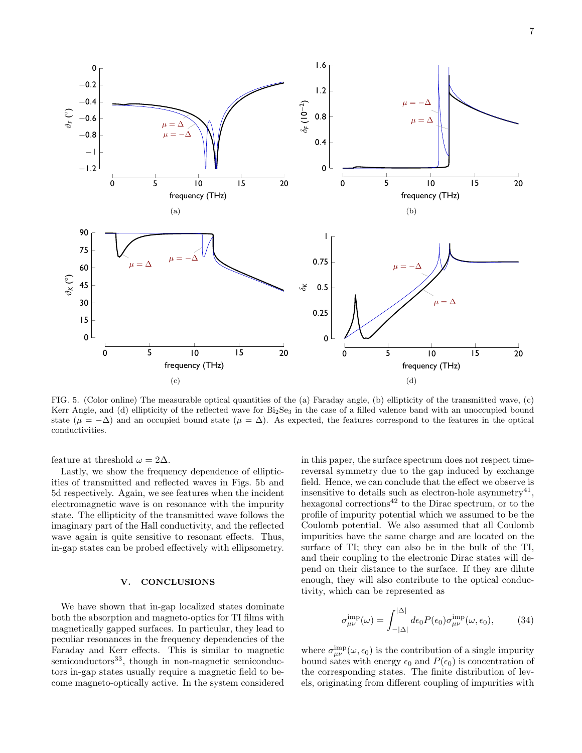FIG. 5. (Color online) The measurable optical quantities of the (a) Faraday angle, (b) ellipticity of the transmitted wave, (c) Kerr Angle, and (d) ellipticity of the reflected wave for $Bi_2Se_3$ in the case of a filled valence band with an unoccupied bound state ($\mu = -\Delta$) and an occupied bound state ($\mu = \Delta$). As expected, the features correspond to the features in the optical conductivities.

feature at threshold $\omega = 2\Delta$.

Lastly, we show the frequency dependence of ellipticities of transmitted and reflected waves in Figs. 5b and 5d respectively. Again, we see features when the incident electromagnetic wave is on resonance with the impurity state. The ellipticity of the transmitted wave follows the imaginary part of the Hall conductivity, and the reflected wave again is quite sensitive to resonant effects. Thus, in-gap states can be probed effectively with ellipsometry.

## V. CONCLUSIONS

We have shown that in-gap localized states dominate both the absorption and magneto-optics for TI films with magnetically gapped surfaces. In particular, they lead to peculiar resonances in the frequency dependencies of the Faraday and Kerr effects. This is similar to magnetic semiconductors[33], though in non-magnetic semiconductors in-gap states usually require a magnetic field to become magneto-optically active. In the system considered in this paper, the surface spectrum does not respect time-reversal symmetry due to the gap induced by exchange field. Hence, we can conclude that the effect we observe is insensitive to details such as electron-hole asymmetry[41], hexagonal corrections[42] to the Dirac spectrum, or to the profile of impurity potential which we assumed to be the Coulomb potential. We also assumed that all Coulomb impurities have the same charge and are located on the surface of TI; they can also be in the bulk of the TI, and their coupling to the electronic Dirac states will depend on their distance to the surface. If they are dilute enough, they will also contribute to the optical conductivity, which can be represented as

$$\sigma^{\rm imp}_{\mu\nu}(\omega) = \int_{-|\Delta|}^{|\Delta|} d\epsilon_0 P(\epsilon_0)\sigma^{\rm imp}_{\mu\nu}(\omega, \epsilon_0), \tag{34}$$

where $\sigma^{\rm imp}_{\mu\nu}(\omega, \epsilon_0)$ is the contribution of a single impurity bound sates with energy $\epsilon_0$ and $P(\epsilon_0)$ is concentration of the corresponding states. The finite distribution of levels, originating from different coupling of impurities with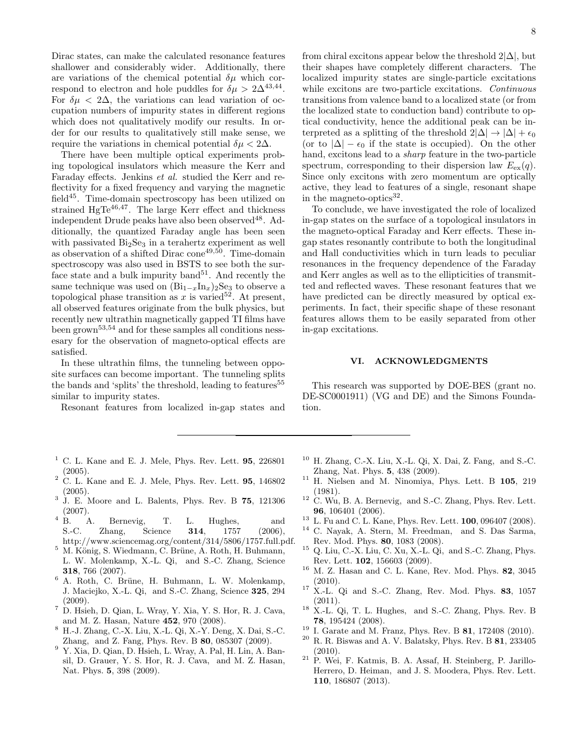Dirac states, can make the calculated resonance features shallower and considerably wider. Additionally, there are variations of the chemical potential $\delta\mu$ which correspond to electron and hole puddles for $\delta\mu > 2\Delta$[43,44]. For $\delta\mu < 2\Delta$, the variations can lead variation of occupation numbers of impurity states in different regions which does not qualitatively modify our results. In order for our results to qualitatively still make sense, we require the variations in chemical potential $\delta\mu < 2\Delta$.

There have been multiple optical experiments probing topological insulators which measure the Kerr and Faraday effects. Jenkins *et al.* studied the Kerr and reflectivity for a fixed frequency and varying the magnetic field[45]. Time-domain spectroscopy has been utilized on strained HgTe[46,47]. The large Kerr effect and thickness independent Drude peaks have also been observed[48]. Additionally, the quantized Faraday angle has been seen with passivated $Bi_2Se_3$ in a terahertz experiment as well as observation of a shifted Dirac cone[49,50]. Time-domain spectroscopy was also used in BSTS to see both the surface state and a bulk impurity band[51]. And recently the same technique was used on $(Bi_{1-x}In_x)_2Se_3$ to observe a topological phase transition as $x$ is varied[52]. At present, all observed features originate from the bulk physics, but recently new ultrathin magnetically gapped TI films have been grown[53,54] and for these samples all conditions nessesary for the observation of magneto-optical effects are satisfied.

In these ultrathin films, the tunneling between opposite surfaces can become important. The tunneling splits the bands and 'splits' the threshold, leading to features[55] similar to impurity states.

Resonant features from localized in-gap states and from chiral excitons appear below the threshold $2|\Delta|$, but their shapes have completely different characters. The localized impurity states are single-particle excitations while excitons are two-particle excitations. *Continuous* transitions from valence band to a localized state (or from the localized state to conduction band) contribute to optical conductivity, hence the additional peak can be interpreted as a splitting of the threshold $2|\Delta| \to |\Delta| + \epsilon_0$ (or to $|\Delta| - \epsilon_0$ if the state is occupied). On the other hand, excitons lead to a *sharp* feature in the two-particle spectrum, corresponding to their dispersion law $E_{\rm ex}(q)$. Since only excitons with zero momentum are optically active, they lead to features of a single, resonant shape in the magneto-optics[32].

To conclude, we have investigated the role of localized in-gap states on the surface of a topological insulators in the magneto-optical Faraday and Kerr effects. These in-gap states resonantly contribute to both the longitudinal and Hall conductivities which in turn leads to peculiar resonances in the frequency dependence of the Faraday and Kerr angles as well as to the ellipticities of transmitted and reflected waves. These resonant features that we have predicted can be directly measured by optical experiments. In fact, their specific shape of these resonant features allows them to be easily separated from other in-gap excitations.

## VI. ACKNOWLEDGMENTS

This research was supported by DOE-BES (grant no. DE-SC0001911) (VG and DE) and the Simons Foundation.

---

[1] C. L. Kane and E. J. Mele, Phys. Rev. Lett. **95**, 226801 (2005).

[2] C. L. Kane and E. J. Mele, Phys. Rev. Lett. **95**, 146802 (2005).

[3] J. E. Moore and L. Balents, Phys. Rev. B **75**, 121306 (2007).

[4] B. A. Bernevig, T. L. Hughes, and S.-C. Zhang, Science **314**, 1757 (2006), http://www.sciencemag.org/content/314/5806/1757.full.pdf.

[5] M. König, S. Wiedmann, C. Brüne, A. Roth, H. Buhmann, L. W. Molenkamp, X.-L. Qi, and S.-C. Zhang, Science **318**, 766 (2007).

[6] A. Roth, C. Brüne, H. Buhmann, L. W. Molenkamp, J. Maciejko, X.-L. Qi, and S.-C. Zhang, Science **325**, 294 (2009).

[7] D. Hsieh, D. Qian, L. Wray, Y. Xia, Y. S. Hor, R. J. Cava, and M. Z. Hasan, Nature **452**, 970 (2008).

[8] H.-J. Zhang, C.-X. Liu, X.-L. Qi, X.-Y. Deng, X. Dai, S.-C. Zhang, and Z. Fang, Phys. Rev. B **80**, 085307 (2009).

[9] Y. Xia, D. Qian, D. Hsieh, L. Wray, A. Pal, H. Lin, A. Bansil, D. Grauer, Y. S. Hor, R. J. Cava, and M. Z. Hasan, Nat. Phys. **5**, 398 (2009).

[10] H. Zhang, C.-X. Liu, X.-L. Qi, X. Dai, Z. Fang, and S.-C. Zhang, Nat. Phys. **5**, 438 (2009).

[11] H. Nielsen and M. Ninomiya, Phys. Lett. B **105**, 219 (1981).

[12] C. Wu, B. A. Bernevig, and S.-C. Zhang, Phys. Rev. Lett. **96**, 106401 (2006).

[13] L. Fu and C. L. Kane, Phys. Rev. Lett. **100**, 096407 (2008).

[14] C. Nayak, A. Stern, M. Freedman, and S. Das Sarma, Rev. Mod. Phys. **80**, 1083 (2008).

[15] Q. Liu, C.-X. Liu, C. Xu, X.-L. Qi, and S.-C. Zhang, Phys. Rev. Lett. **102**, 156603 (2009).

[16] M. Z. Hasan and C. L. Kane, Rev. Mod. Phys. **82**, 3045 (2010).

[17] X.-L. Qi and S.-C. Zhang, Rev. Mod. Phys. **83**, 1057 (2011).

[18] X.-L. Qi, T. L. Hughes, and S.-C. Zhang, Phys. Rev. B **78**, 195424 (2008).

[19] I. Garate and M. Franz, Phys. Rev. B **81**, 172408 (2010).

[20] R. R. Biswas and A. V. Balatsky, Phys. Rev. B **81**, 233405 (2010).

[21] P. Wei, F. Katmis, B. A. Assaf, H. Steinberg, P. Jarillo-Herrero, D. Heiman, and J. S. Moodera, Phys. Rev. Lett. **110**, 186807 (2013).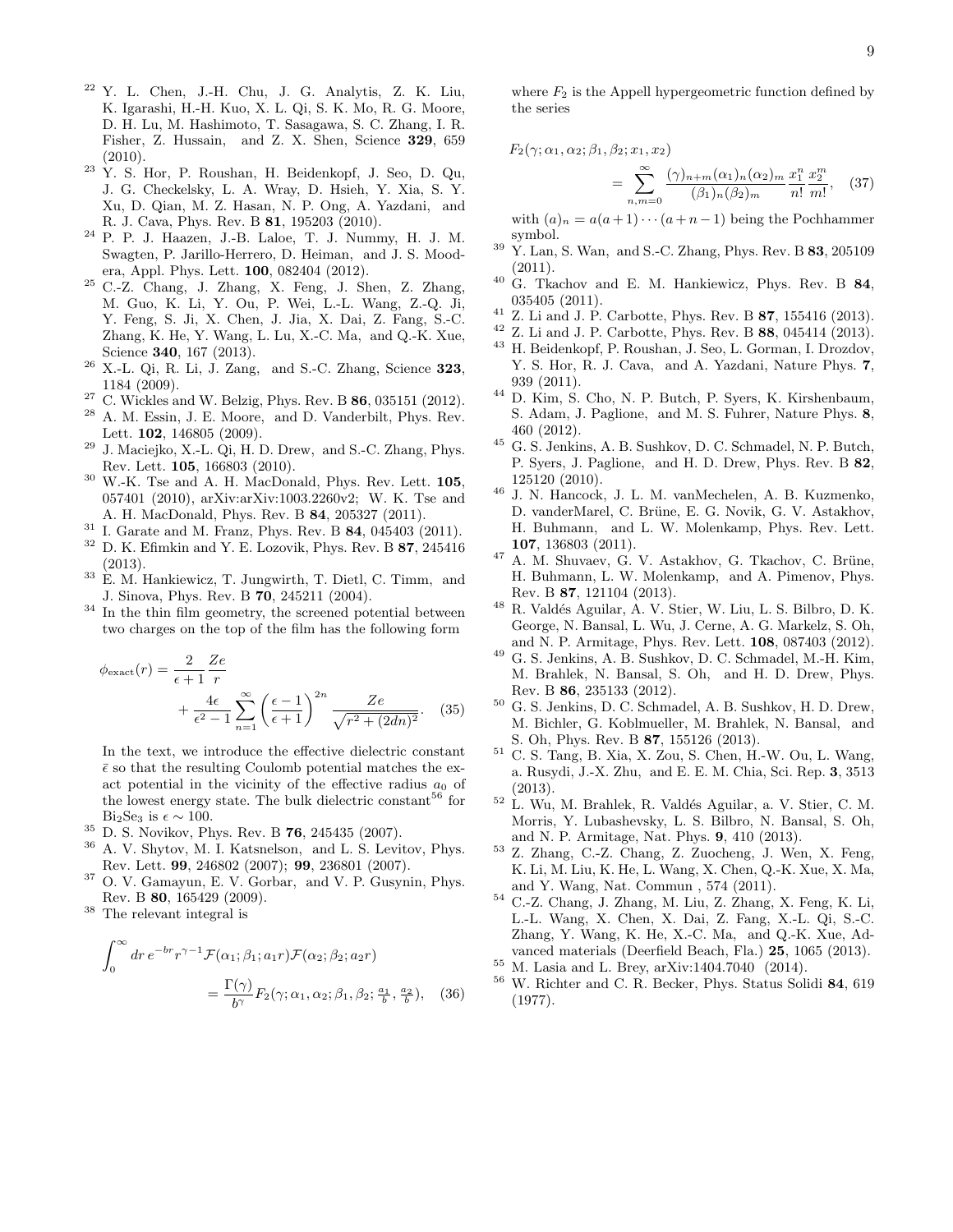22 Y. L. Chen, J.-H. Chu, J. G. Analytis, Z. K. Liu, K. Igarashi, H.-H. Kuo, X. L. Qi, S. K. Mo, R. G. Moore, D. H. Lu, M. Hashimoto, T. Sasagawa, S. C. Zhang, I. R. Fisher, Z. Hussain, and Z. X. Shen, Science **329**, 659 (2010).

23 Y. S. Hor, P. Roushan, H. Beidenkopf, J. Seo, D. Qu, J. G. Checkelsky, L. A. Wray, D. Hsieh, Y. Xia, S. Y. Xu, D. Qian, M. Z. Hasan, N. P. Ong, A. Yazdani, and R. J. Cava, Phys. Rev. B **81**, 195203 (2010).

24 P. P. J. Haazen, J.-B. Laloe, T. J. Nummy, H. J. M. Swagten, P. Jarillo-Herrero, D. Heiman, and J. S. Moodera, Appl. Phys. Lett. **100**, 082404 (2012).

25 C.-Z. Chang, J. Zhang, X. Feng, J. Shen, Z. Zhang, M. Guo, K. Li, Y. Ou, P. Wei, L.-L. Wang, Z.-Q. Ji, Y. Feng, S. Ji, X. Chen, J. Jia, X. Dai, Z. Fang, S.-C. Zhang, K. He, Y. Wang, L. Lu, X.-C. Ma, and Q.-K. Xue, Science **340**, 167 (2013).

26 X.-L. Qi, R. Li, J. Zang, and S.-C. Zhang, Science **323**, 1184 (2009).

27 C. Wickles and W. Belzig, Phys. Rev. B **86**, 035151 (2012).

28 A. M. Essin, J. E. Moore, and D. Vanderbilt, Phys. Rev. Lett. **102**, 146805 (2009).

29 J. Maciejko, X.-L. Qi, H. D. Drew, and S.-C. Zhang, Phys. Rev. Lett. **105**, 166803 (2010).

30 W.-K. Tse and A. H. MacDonald, Phys. Rev. Lett. **105**, 057401 (2010), arXiv:arXiv:1003.2260v2; W. K. Tse and A. H. MacDonald, Phys. Rev. B **84**, 205327 (2011).

31 I. Garate and M. Franz, Phys. Rev. B **84**, 045403 (2011).

32 D. K. Efimkin and Y. E. Lozovik, Phys. Rev. B **87**, 245416 (2013).

33 E. M. Hankiewicz, T. Jungwirth, T. Dietl, C. Timm, and J. Sinova, Phys. Rev. B **70**, 245211 (2004).

34 In the thin film geometry, the screened potential between two charges on the top of the film has the following form

$$\phi_{\text{exact}}(r) = \frac{2}{\epsilon+1}\frac{Ze}{r} + \frac{4\epsilon}{\epsilon^2-1}\sum_{n=1}^{\infty}\left(\frac{\epsilon-1}{\epsilon+1}\right)^{2n}\frac{Ze}{\sqrt{r^2+(2dn)^2}}. \quad (35)$$

In the text, we introduce the effective dielectric constant $\bar{\epsilon}$ so that the resulting Coulomb potential matches the exact potential in the vicinity of the effective radius $a_0$ of the lowest energy state. The bulk dielectric constant[56] for $Bi_2Se_3$ is $\epsilon \sim 100$.

35 D. S. Novikov, Phys. Rev. B **76**, 245435 (2007).

36 A. V. Shytov, M. I. Katsnelson, and L. S. Levitov, Phys. Rev. Lett. **99**, 246802 (2007); **99**, 236801 (2007).

37 O. V. Gamayun, E. V. Gorbar, and V. P. Gusynin, Phys. Rev. B **80**, 165429 (2009).

38 The relevant integral is

$$\int_0^{\infty} dr\, e^{-br} r^{\gamma-1}\mathcal{F}(\alpha_1;\beta_1;a_1 r)\mathcal{F}(\alpha_2;\beta_2;a_2 r) = \frac{\Gamma(\gamma)}{b^{\gamma}}F_2(\gamma;\alpha_1,\alpha_2;\beta_1,\beta_2;\tfrac{a_1}{b},\tfrac{a_2}{b}), \quad (36)$$

where $F_2$ is the Appell hypergeometric function defined by the series

$$F_2(\gamma;\alpha_1,\alpha_2;\beta_1,\beta_2;x_1,x_2) = \sum_{n,m=0}^{\infty}\frac{(\gamma)_{n+m}(\alpha_1)_n(\alpha_2)_m}{(\beta_1)_n(\beta_2)_m}\frac{x_1^n}{n!}\frac{x_2^m}{m!}, \quad (37)$$

with $(a)_n = a(a+1)\cdots(a+n-1)$ being the Pochhammer symbol.

39 Y. Lan, S. Wan, and S.-C. Zhang, Phys. Rev. B **83**, 205109 (2011).

40 G. Tkachov and E. M. Hankiewicz, Phys. Rev. B **84**, 035405 (2011).

41 Z. Li and J. P. Carbotte, Phys. Rev. B **87**, 155416 (2013).

42 Z. Li and J. P. Carbotte, Phys. Rev. B **88**, 045414 (2013).

43 H. Beidenkopf, P. Roushan, J. Seo, L. Gorman, I. Drozdov, Y. S. Hor, R. J. Cava, and A. Yazdani, Nature Phys. **7**, 939 (2011).

44 D. Kim, S. Cho, N. P. Butch, P. Syers, K. Kirshenbaum, S. Adam, J. Paglione, and M. S. Fuhrer, Nature Phys. **8**, 460 (2012).

45 G. S. Jenkins, A. B. Sushkov, D. C. Schmadel, N. P. Butch, P. Syers, J. Paglione, and H. D. Drew, Phys. Rev. B **82**, 125120 (2010).

46 J. N. Hancock, J. L. M. vanMechelen, A. B. Kuzmenko, D. vanderMarel, C. Brüne, E. G. Novik, G. V. Astakhov, H. Buhmann, and L. W. Molenkamp, Phys. Rev. Lett. **107**, 136803 (2011).

47 A. M. Shuvaev, G. V. Astakhov, G. Tkachov, C. Brüne, H. Buhmann, L. W. Molenkamp, and A. Pimenov, Phys. Rev. B **87**, 121104 (2013).

48 R. Valdés Aguilar, A. V. Stier, W. Liu, L. S. Bilbro, D. K. George, N. Bansal, L. Wu, J. Cerne, A. G. Markelz, S. Oh, and N. P. Armitage, Phys. Rev. Lett. **108**, 087403 (2012).

49 G. S. Jenkins, A. B. Sushkov, D. C. Schmadel, M.-H. Kim, M. Brahlek, N. Bansal, S. Oh, and H. D. Drew, Phys. Rev. B **86**, 235133 (2012).

50 G. S. Jenkins, D. C. Schmadel, A. B. Sushkov, H. D. Drew, M. Bichler, G. Koblmueller, M. Brahlek, N. Bansal, and S. Oh, Phys. Rev. B **87**, 155126 (2013).

51 C. S. Tang, B. Xia, X. Zou, S. Chen, H.-W. Ou, L. Wang, a. Rusydi, J.-X. Zhu, and E. E. M. Chia, Sci. Rep. **3**, 3513 (2013).

52 L. Wu, M. Brahlek, R. Valdés Aguilar, a. V. Stier, C. M. Morris, Y. Lubashevsky, L. S. Bilbro, N. Bansal, S. Oh, and N. P. Armitage, Nat. Phys. **9**, 410 (2013).

53 Z. Zhang, C.-Z. Chang, Z. Zuocheng, J. Wen, X. Feng, K. Li, M. Liu, K. He, L. Wang, X. Chen, Q.-K. Xue, X. Ma, and Y. Wang, Nat. Commun , 574 (2011).

54 C.-Z. Chang, J. Zhang, M. Liu, Z. Zhang, X. Feng, K. Li, L.-L. Wang, X. Chen, X. Dai, Z. Fang, X.-L. Qi, S.-C. Zhang, Y. Wang, K. He, X.-C. Ma, and Q.-K. Xue, Advanced materials (Deerfield Beach, Fla.) **25**, 1065 (2013).

55 M. Lasia and L. Brey, arXiv:1404.7040 (2014).

56 W. Richter and C. R. Becker, Phys. Status Solidi **84**, 619 (1977).